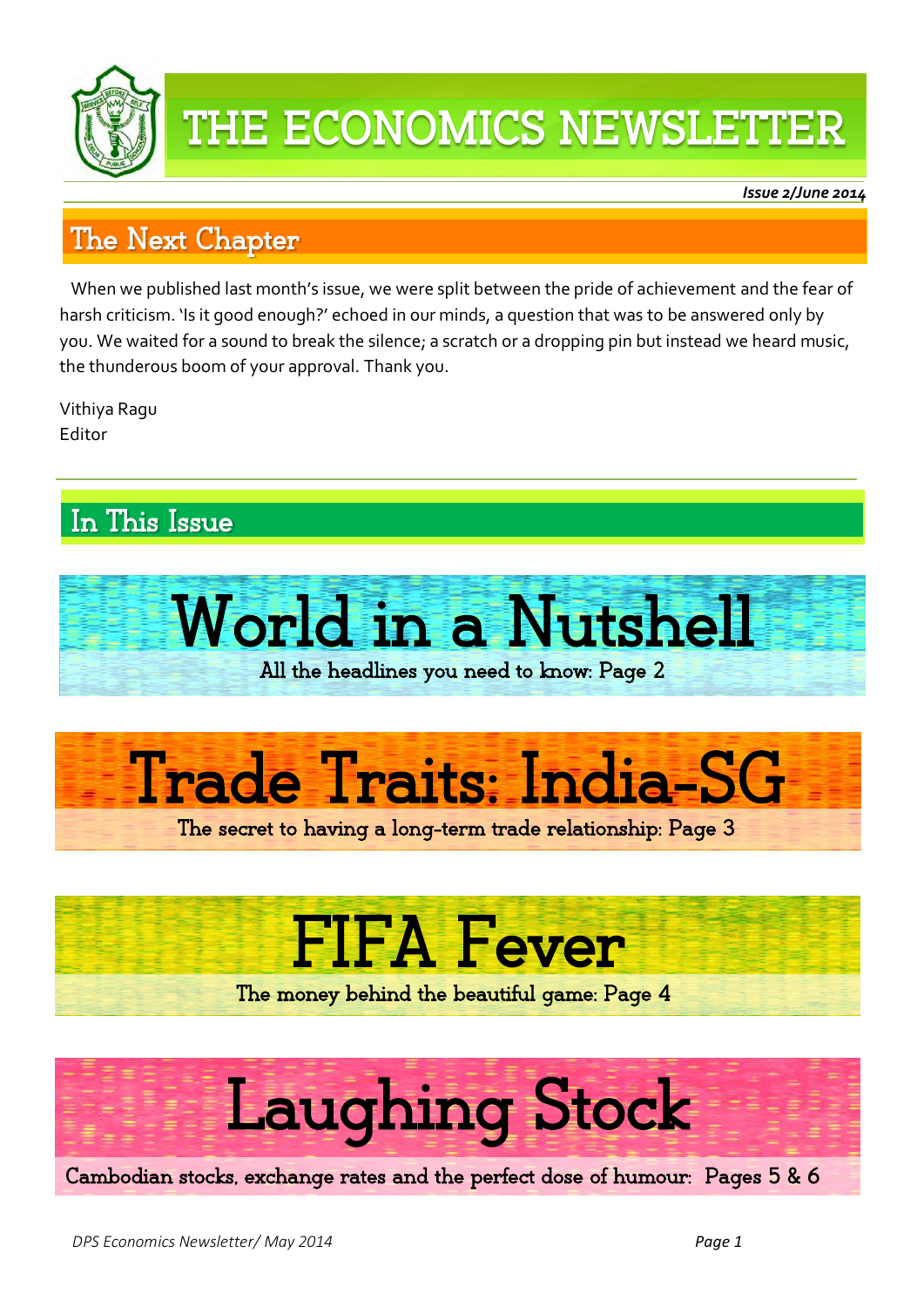# THE ECONOMICS NEWSLETTER

*Issue 2/June 2014*

## The Next Chapter

When we published last month's issue, we were split between the pride of achievement and the fear of harsh criticism. 'Is it good enough?' echoed in our minds, a question that was to be answered only by you. We waited for a sound to break the silence; a scratch or a dropping pin but instead we heard music, the thunderous boom of your approval. Thank you.

Vithiya Ragu
Editor

## In This Issue

### World in a Nutshell
All the headlines you need to know: Page 2

### Trade Traits: India-SG
The secret to having a long-term trade relationship: Page 3

### FIFA Fever
The money behind the beautiful game: Page 4

### Laughing Stock
Cambodian stocks, exchange rates and the perfect dose of humour: Pages 5 & 6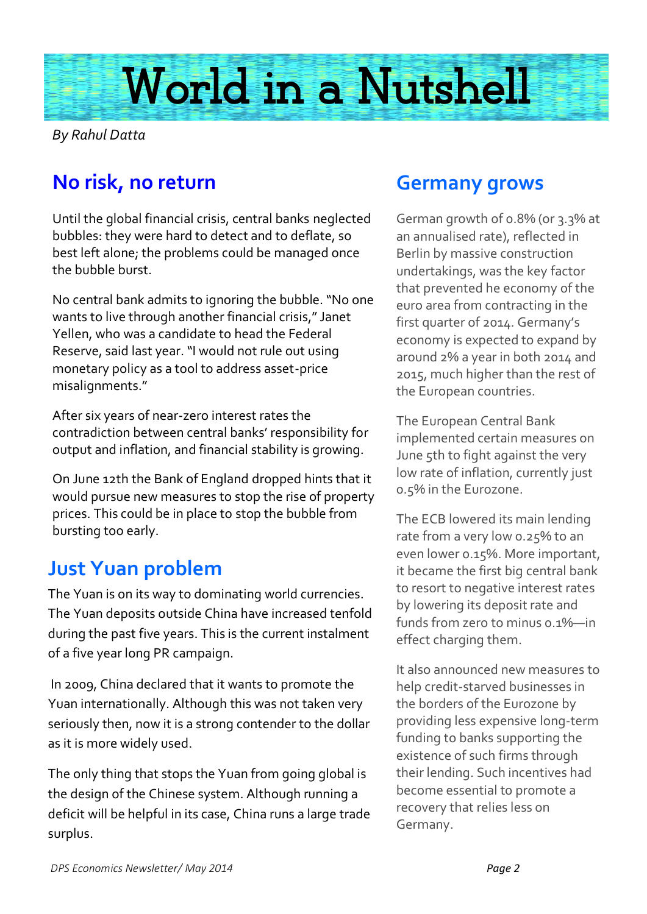# World in a Nutshell

*By Rahul Datta*

## No risk, no return

Until the global financial crisis, central banks neglected bubbles: they were hard to detect and to deflate, so best left alone; the problems could be managed once the bubble burst.

No central bank admits to ignoring the bubble. "No one wants to live through another financial crisis," Janet Yellen, who was a candidate to head the Federal Reserve, said last year. "I would not rule out using monetary policy as a tool to address asset-price misalignments."

After six years of near-zero interest rates the contradiction between central banks' responsibility for output and inflation, and financial stability is growing.

On June 12th the Bank of England dropped hints that it would pursue new measures to stop the rise of property prices. This could be in place to stop the bubble from bursting too early.

## Just Yuan problem

The Yuan is on its way to dominating world currencies. The Yuan deposits outside China have increased tenfold during the past five years. This is the current instalment of a five year long PR campaign.

In 2009, China declared that it wants to promote the Yuan internationally. Although this was not taken very seriously then, now it is a strong contender to the dollar as it is more widely used.

The only thing that stops the Yuan from going global is the design of the Chinese system. Although running a deficit will be helpful in its case, China runs a large trade surplus.

## Germany grows

German growth of 0.8% (or 3.3% at an annualised rate), reflected in Berlin by massive construction undertakings, was the key factor that prevented he economy of the euro area from contracting in the first quarter of 2014. Germany's economy is expected to expand by around 2% a year in both 2014 and 2015, much higher than the rest of the European countries.

The European Central Bank implemented certain measures on June 5th to fight against the very low rate of inflation, currently just 0.5% in the Eurozone.

The ECB lowered its main lending rate from a very low 0.25% to an even lower 0.15%. More important, it became the first big central bank to resort to negative interest rates by lowering its deposit rate and funds from zero to minus 0.1%—in effect charging them.

It also announced new measures to help credit-starved businesses in the borders of the Eurozone by providing less expensive long-term funding to banks supporting the existence of such firms through their lending. Such incentives had become essential to promote a recovery that relies less on Germany.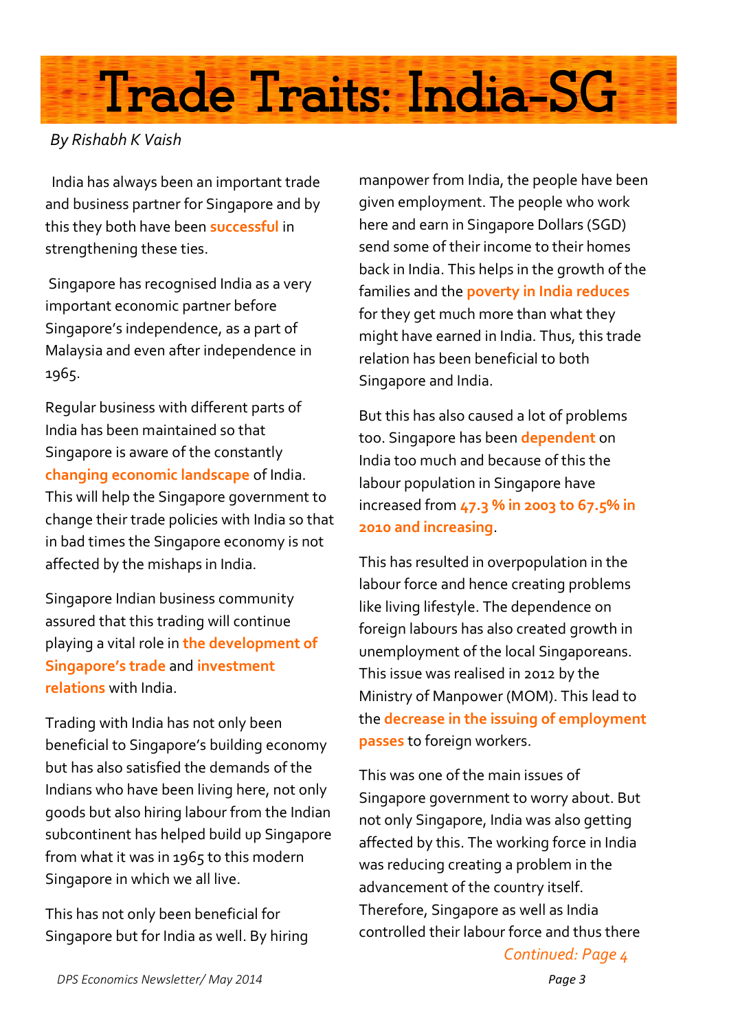# Trade Traits: India-SG

*By Rishabh K Vaish*

India has always been an important trade and business partner for Singapore and by this they both have been **successful** in strengthening these ties.

Singapore has recognised India as a very important economic partner before Singapore's independence, as a part of Malaysia and even after independence in 1965.

Regular business with different parts of India has been maintained so that Singapore is aware of the constantly **changing economic landscape** of India. This will help the Singapore government to change their trade policies with India so that in bad times the Singapore economy is not affected by the mishaps in India.

Singapore Indian business community assured that this trading will continue playing a vital role in **the development of Singapore's trade** and **investment relations** with India.

Trading with India has not only been beneficial to Singapore's building economy but has also satisfied the demands of the Indians who have been living here, not only goods but also hiring labour from the Indian subcontinent has helped build up Singapore from what it was in 1965 to this modern Singapore in which we all live.

This has not only been beneficial for Singapore but for India as well. By hiring manpower from India, the people have been given employment. The people who work here and earn in Singapore Dollars (SGD) send some of their income to their homes back in India. This helps in the growth of the families and the **poverty in India reduces** for they get much more than what they might have earned in India. Thus, this trade relation has been beneficial to both Singapore and India.

But this has also caused a lot of problems too. Singapore has been **dependent** on India too much and because of this the labour population in Singapore have increased from **47.3 % in 2003 to 67.5% in 2010 and increasing**.

This has resulted in overpopulation in the labour force and hence creating problems like living lifestyle. The dependence on foreign labours has also created growth in unemployment of the local Singaporeans. This issue was realised in 2012 by the Ministry of Manpower (MOM). This lead to the **decrease in the issuing of employment passes** to foreign workers.

This was one of the main issues of Singapore government to worry about. But not only Singapore, India was also getting affected by this. The working force in India was reducing creating a problem in the advancement of the country itself. Therefore, Singapore as well as India controlled their labour force and thus there

*Continued: Page 4*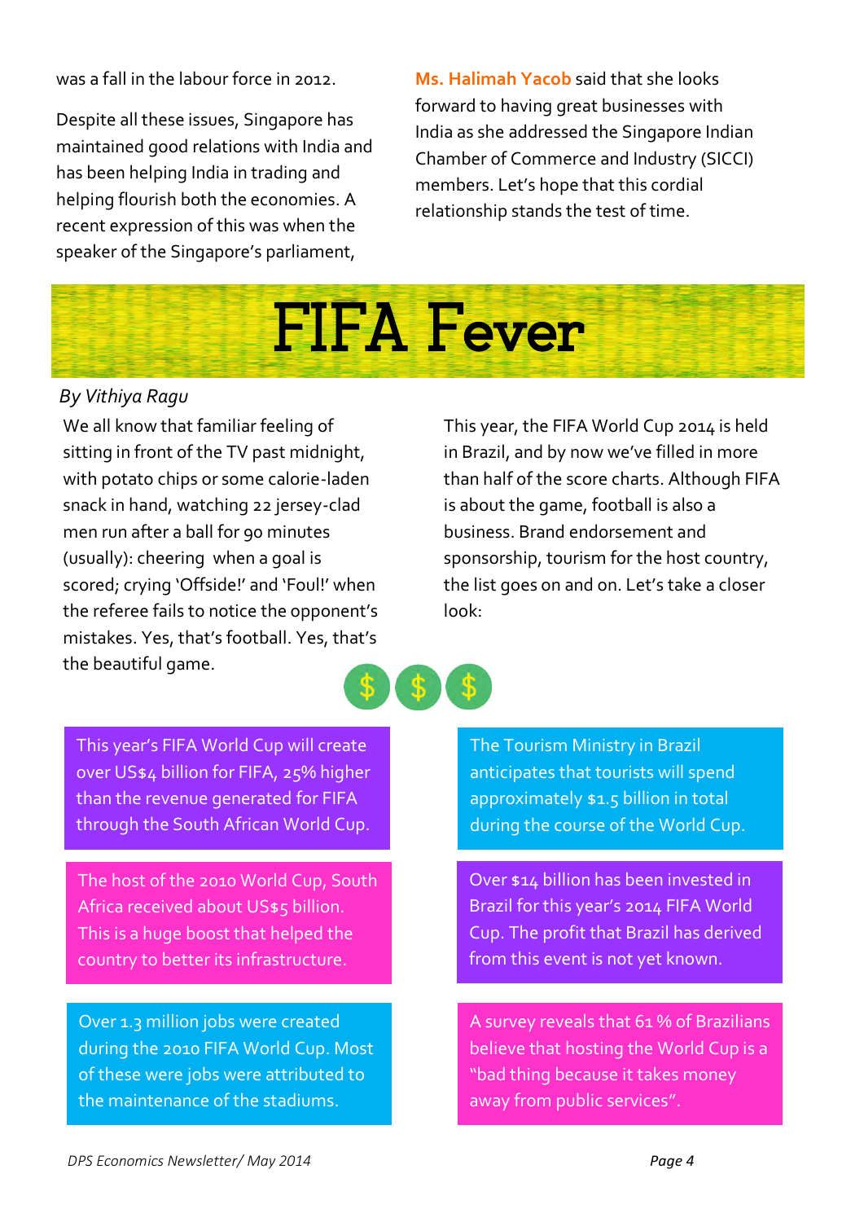was a fall in the labour force in 2012.

Despite all these issues, Singapore has maintained good relations with India and has been helping India in trading and helping flourish both the economies. A recent expression of this was when the speaker of the Singapore's parliament, **Ms. Halimah Yacob** said that she looks forward to having great businesses with India as she addressed the Singapore Indian Chamber of Commerce and Industry (SICCI) members. Let's hope that this cordial relationship stands the test of time.

# FIFA Fever

*By Vithiya Ragu*

We all know that familiar feeling of sitting in front of the TV past midnight, with potato chips or some calorie-laden snack in hand, watching 22 jersey-clad men run after a ball for 90 minutes (usually): cheering when a goal is scored; crying 'Offside!' and 'Foul!' when the referee fails to notice the opponent's mistakes. Yes, that's football. Yes, that's the beautiful game.

This year, the FIFA World Cup 2014 is held in Brazil, and by now we've filled in more than half of the score charts. Although FIFA is about the game, football is also a business. Brand endorsement and sponsorship, tourism for the host country, the list goes on and on. Let's take a closer look:

$ $ $

This year's FIFA World Cup will create over US$4 billion for FIFA, 25% higher than the revenue generated for FIFA through the South African World Cup.

The host of the 2010 World Cup, South Africa received about US$5 billion. This is a huge boost that helped the country to better its infrastructure.

Over 1.3 million jobs were created during the 2010 FIFA World Cup. Most of these were jobs were attributed to the maintenance of the stadiums.

The Tourism Ministry in Brazil anticipates that tourists will spend approximately $1.5 billion in total during the course of the World Cup.

Over $14 billion has been invested in Brazil for this year's 2014 FIFA World Cup. The profit that Brazil has derived from this event is not yet known.

A survey reveals that 61 % of Brazilians believe that hosting the World Cup is a "bad thing because it takes money away from public services".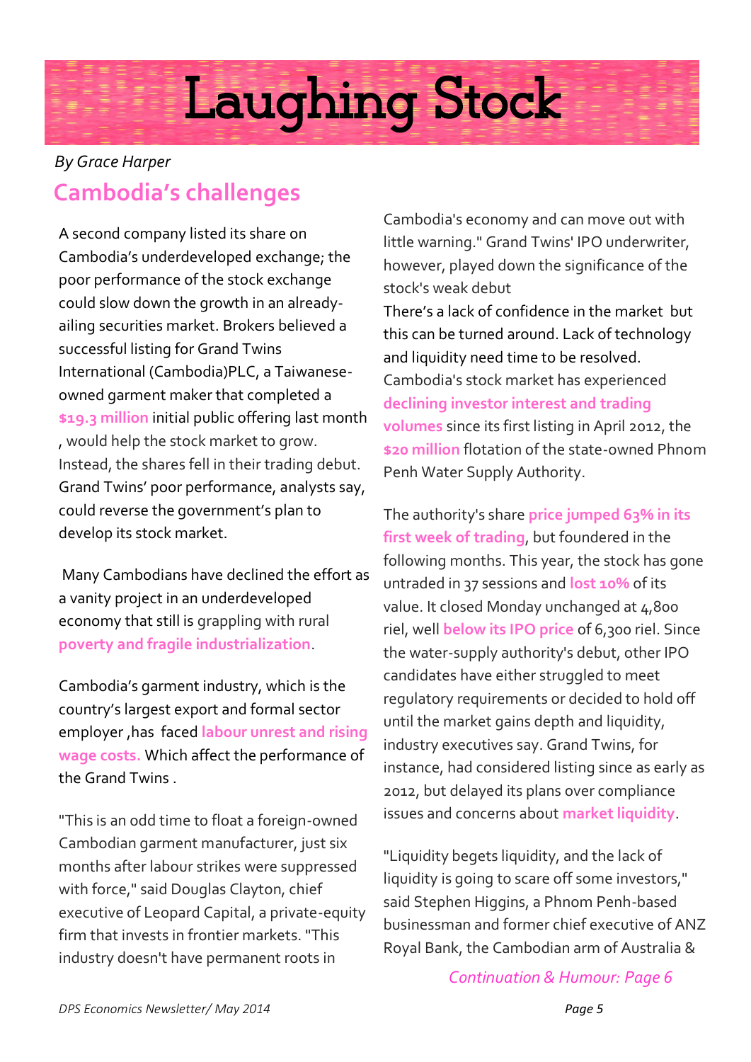# Laughing Stock

*By Grace Harper*

## Cambodia's challenges

A second company listed its share on Cambodia's underdeveloped exchange; the poor performance of the stock exchange could slow down the growth in an already-ailing securities market. Brokers believed a successful listing for Grand Twins International (Cambodia)PLC, a Taiwanese-owned garment maker that completed a **$19.3 million** initial public offering last month , would help the stock market to grow. Instead, the shares fell in their trading debut. Grand Twins' poor performance, analysts say, could reverse the government's plan to develop its stock market.

Many Cambodians have declined the effort as a vanity project in an underdeveloped economy that still is grappling with rural **poverty and fragile industrialization**.

Cambodia's garment industry, which is the country's largest export and formal sector employer ,has faced **labour unrest and rising wage costs.** Which affect the performance of the Grand Twins .

"This is an odd time to float a foreign-owned Cambodian garment manufacturer, just six months after labour strikes were suppressed with force," said Douglas Clayton, chief executive of Leopard Capital, a private-equity firm that invests in frontier markets. "This industry doesn't have permanent roots in Cambodia's economy and can move out with little warning." Grand Twins' IPO underwriter, however, played down the significance of the stock's weak debut

There's a lack of confidence in the market but this can be turned around. Lack of technology and liquidity need time to be resolved.

Cambodia's stock market has experienced **declining investor interest and trading volumes** since its first listing in April 2012, the **$20 million** flotation of the state-owned Phnom Penh Water Supply Authority.

The authority's share **price jumped 63% in its first week of trading**, but foundered in the following months. This year, the stock has gone untraded in 37 sessions and **lost 10%** of its value. It closed Monday unchanged at 4,800 riel, well **below its IPO price** of 6,300 riel. Since the water-supply authority's debut, other IPO candidates have either struggled to meet regulatory requirements or decided to hold off until the market gains depth and liquidity, industry executives say. Grand Twins, for instance, had considered listing since as early as 2012, but delayed its plans over compliance issues and concerns about **market liquidity**.

"Liquidity begets liquidity, and the lack of liquidity is going to scare off some investors," said Stephen Higgins, a Phnom Penh-based businessman and former chief executive of ANZ Royal Bank, the Cambodian arm of Australia &

*Continuation & Humour: Page 6*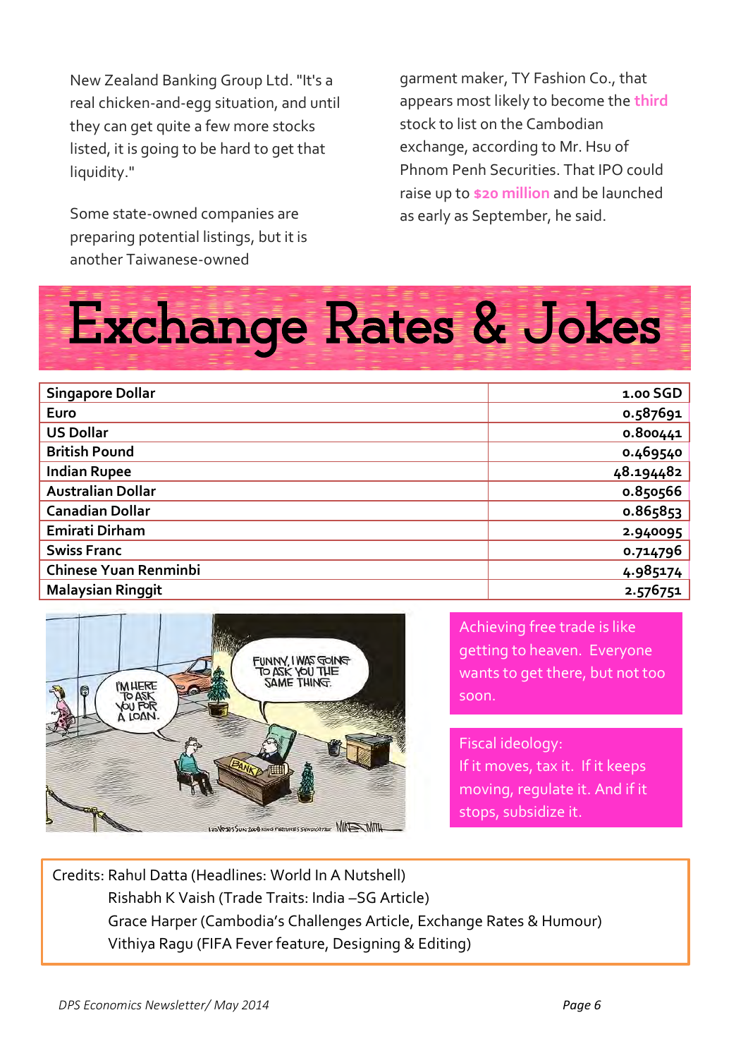New Zealand Banking Group Ltd. "It's a real chicken-and-egg situation, and until they can get quite a few more stocks listed, it is going to be hard to get that liquidity."

Some state-owned companies are preparing potential listings, but it is another Taiwanese-owned garment maker, TY Fashion Co., that appears most likely to become the **third** stock to list on the Cambodian exchange, according to Mr. Hsu of Phnom Penh Securities. That IPO could raise up to **$20 million** and be launched as early as September, he said.

# Exchange Rates & Jokes

| | |
|---|---|
| **Singapore Dollar** | **1.00 SGD** |
| **Euro** | **0.587691** |
| **US Dollar** | **0.800441** |
| **British Pound** | **0.469540** |
| **Indian Rupee** | **48.194482** |
| **Australian Dollar** | **0.850566** |
| **Canadian Dollar** | **0.865853** |
| **Emirati Dirham** | **2.940095** |
| **Swiss Franc** | **0.714796** |
| **Chinese Yuan Renminbi** | **4.985174** |
| **Malaysian Ringgit** | **2.576751** |

Achieving free trade is like getting to heaven. Everyone wants to get there, but not too soon.

Fiscal ideology:
If it moves, tax it. If it keeps moving, regulate it. And if it stops, subsidize it.

Credits: Rahul Datta (Headlines: World In A Nutshell)
Rishabh K Vaish (Trade Traits: India –SG Article)
Grace Harper (Cambodia's Challenges Article, Exchange Rates & Humour)
Vithiya Ragu (FIFA Fever feature, Designing & Editing)